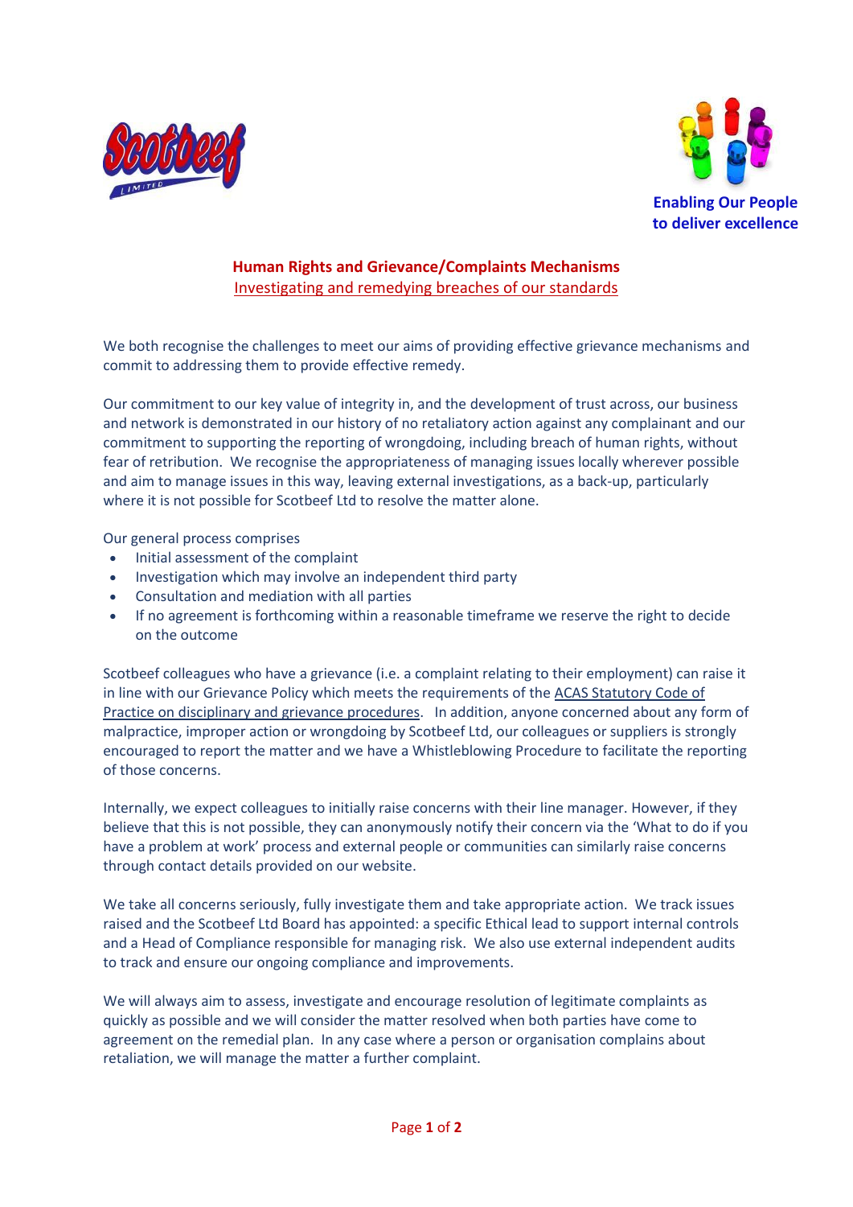Scotbeef Limited

**Enabling Our People to deliver excellence**

# Human Rights and Grievance/Complaints Mechanisms

## Investigating and remedying breaches of our standards

We both recognise the challenges to meet our aims of providing effective grievance mechanisms and commit to addressing them to provide effective remedy.

Our commitment to our key value of integrity in, and the development of trust across, our business and network is demonstrated in our history of no retaliatory action against any complainant and our commitment to supporting the reporting of wrongdoing, including breach of human rights, without fear of retribution. We recognise the appropriateness of managing issues locally wherever possible and aim to manage issues in this way, leaving external investigations, as a back-up, particularly where it is not possible for Scotbeef Ltd to resolve the matter alone.

Our general process comprises

- Initial assessment of the complaint
- Investigation which may involve an independent third party
- Consultation and mediation with all parties
- If no agreement is forthcoming within a reasonable timeframe we reserve the right to decide on the outcome

Scotbeef colleagues who have a grievance (i.e. a complaint relating to their employment) can raise it in line with our Grievance Policy which meets the requirements of the ACAS Statutory Code of Practice on disciplinary and grievance procedures. In addition, anyone concerned about any form of malpractice, improper action or wrongdoing by Scotbeef Ltd, our colleagues or suppliers is strongly encouraged to report the matter and we have a Whistleblowing Procedure to facilitate the reporting of those concerns.

Internally, we expect colleagues to initially raise concerns with their line manager. However, if they believe that this is not possible, they can anonymously notify their concern via the 'What to do if you have a problem at work' process and external people or communities can similarly raise concerns through contact details provided on our website.

We take all concerns seriously, fully investigate them and take appropriate action. We track issues raised and the Scotbeef Ltd Board has appointed: a specific Ethical lead to support internal controls and a Head of Compliance responsible for managing risk. We also use external independent audits to track and ensure our ongoing compliance and improvements.

We will always aim to assess, investigate and encourage resolution of legitimate complaints as quickly as possible and we will consider the matter resolved when both parties have come to agreement on the remedial plan. In any case where a person or organisation complains about retaliation, we will manage the matter a further complaint.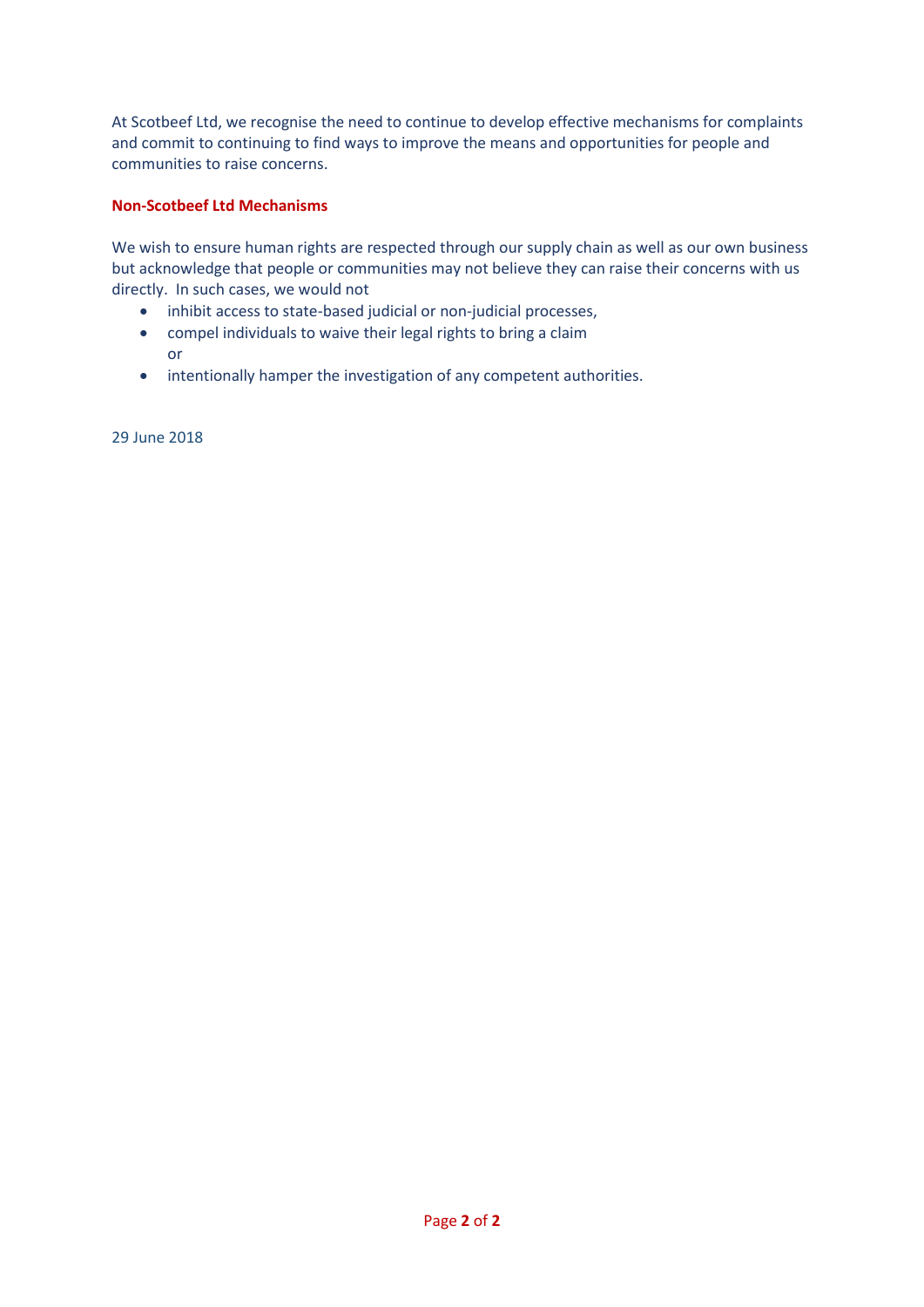At Scotbeef Ltd, we recognise the need to continue to develop effective mechanisms for complaints and commit to continuing to find ways to improve the means and opportunities for people and communities to raise concerns.

**Non-Scotbeef Ltd Mechanisms**

We wish to ensure human rights are respected through our supply chain as well as our own business but acknowledge that people or communities may not believe they can raise their concerns with us directly. In such cases, we would not

- inhibit access to state-based judicial or non-judicial processes,
- compel individuals to waive their legal rights to bring a claim or
- intentionally hamper the investigation of any competent authorities.

29 June 2018